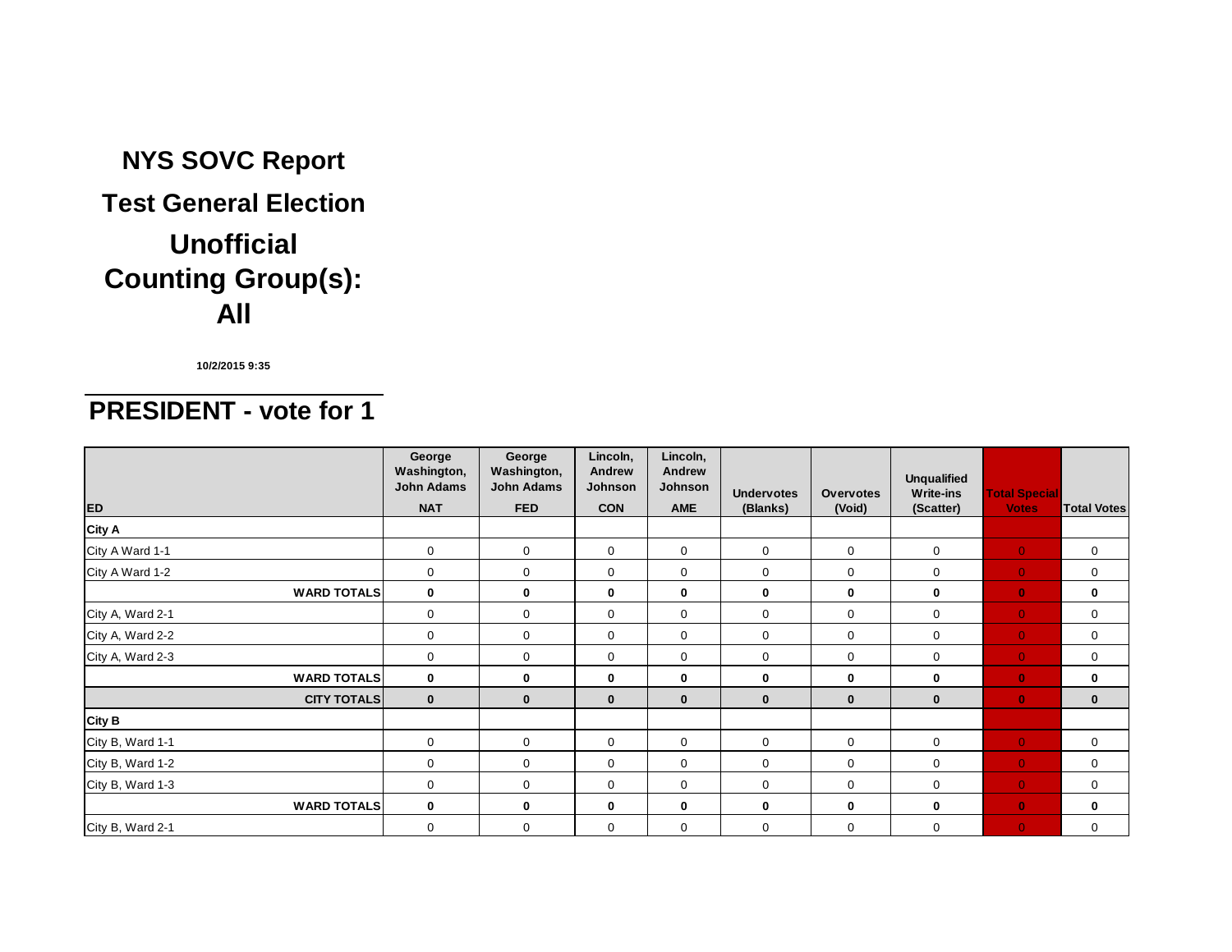# NYS SOVC Report

## Test General Election

## Unofficial Counting Group(s): All

**10/2/2015 9:35**

## PRESIDENT - vote for 1

| ED | George Washington, John Adams NAT | George Washington, John Adams FED | Lincoln, Andrew Johnson CON | Lincoln, Andrew Johnson AME | Undervotes (Blanks) | Overvotes (Void) | Unqualified Write-ins (Scatter) | Total Special Votes | Total Votes |
|---|---|---|---|---|---|---|---|---|---|
| **City A** | | | | | | | | | |
| City A Ward 1-1 | 0 | 0 | 0 | 0 | 0 | 0 | 0 | 0 | 0 |
| City A Ward 1-2 | 0 | 0 | 0 | 0 | 0 | 0 | 0 | 0 | 0 |
| **WARD TOTALS** | **0** | **0** | **0** | **0** | **0** | **0** | **0** | **0** | **0** |
| City A, Ward 2-1 | 0 | 0 | 0 | 0 | 0 | 0 | 0 | 0 | 0 |
| City A, Ward 2-2 | 0 | 0 | 0 | 0 | 0 | 0 | 0 | 0 | 0 |
| City A, Ward 2-3 | 0 | 0 | 0 | 0 | 0 | 0 | 0 | 0 | 0 |
| **WARD TOTALS** | **0** | **0** | **0** | **0** | **0** | **0** | **0** | **0** | **0** |
| **CITY TOTALS** | **0** | **0** | **0** | **0** | **0** | **0** | **0** | **0** | **0** |
| **City B** | | | | | | | | | |
| City B, Ward 1-1 | 0 | 0 | 0 | 0 | 0 | 0 | 0 | 0 | 0 |
| City B, Ward 1-2 | 0 | 0 | 0 | 0 | 0 | 0 | 0 | 0 | 0 |
| City B, Ward 1-3 | 0 | 0 | 0 | 0 | 0 | 0 | 0 | 0 | 0 |
| **WARD TOTALS** | **0** | **0** | **0** | **0** | **0** | **0** | **0** | **0** | **0** |
| City B, Ward 2-1 | 0 | 0 | 0 | 0 | 0 | 0 | 0 | 0 | 0 |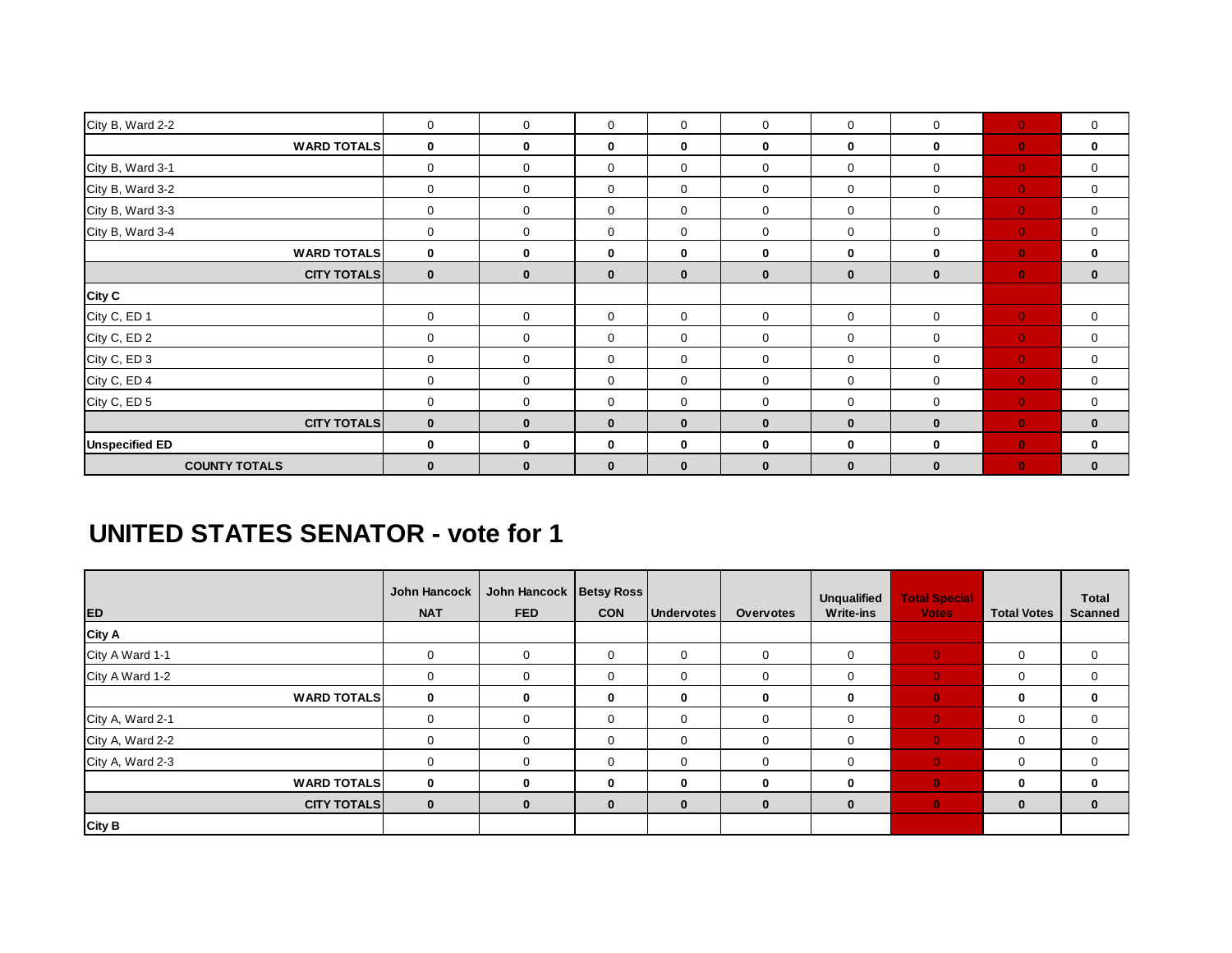| | | | | | | | | | |
|---|---|---|---|---|---|---|---|---|---|
| City B, Ward 2-2 | 0 | 0 | 0 | 0 | 0 | 0 | 0 | 0 | 0 |
| **WARD TOTALS** | **0** | **0** | **0** | **0** | **0** | **0** | **0** | **0** | **0** |
| City B, Ward 3-1 | 0 | 0 | 0 | 0 | 0 | 0 | 0 | 0 | 0 |
| City B, Ward 3-2 | 0 | 0 | 0 | 0 | 0 | 0 | 0 | 0 | 0 |
| City B, Ward 3-3 | 0 | 0 | 0 | 0 | 0 | 0 | 0 | 0 | 0 |
| City B, Ward 3-4 | 0 | 0 | 0 | 0 | 0 | 0 | 0 | 0 | 0 |
| **WARD TOTALS** | **0** | **0** | **0** | **0** | **0** | **0** | **0** | **0** | **0** |
| **CITY TOTALS** | **0** | **0** | **0** | **0** | **0** | **0** | **0** | **0** | **0** |
| **City C** | | | | | | | | | |
| City C, ED 1 | 0 | 0 | 0 | 0 | 0 | 0 | 0 | 0 | 0 |
| City C, ED 2 | 0 | 0 | 0 | 0 | 0 | 0 | 0 | 0 | 0 |
| City C, ED 3 | 0 | 0 | 0 | 0 | 0 | 0 | 0 | 0 | 0 |
| City C, ED 4 | 0 | 0 | 0 | 0 | 0 | 0 | 0 | 0 | 0 |
| City C, ED 5 | 0 | 0 | 0 | 0 | 0 | 0 | 0 | 0 | 0 |
| **CITY TOTALS** | **0** | **0** | **0** | **0** | **0** | **0** | **0** | **0** | **0** |
| **Unspecified ED** | **0** | **0** | **0** | **0** | **0** | **0** | **0** | **0** | **0** |
| **COUNTY TOTALS** | **0** | **0** | **0** | **0** | **0** | **0** | **0** | **0** | **0** |

## UNITED STATES SENATOR - vote for 1

| ED | John Hancock NAT | John Hancock FED | Betsy Ross CON | Undervotes | Overvotes | Unqualified Write-ins | Total Special Votes | Total Votes | Total Scanned |
|---|---|---|---|---|---|---|---|---|---|
| **City A** | | | | | | | | | |
| City A Ward 1-1 | 0 | 0 | 0 | 0 | 0 | 0 | 0 | 0 | 0 |
| City A Ward 1-2 | 0 | 0 | 0 | 0 | 0 | 0 | 0 | 0 | 0 |
| **WARD TOTALS** | **0** | **0** | **0** | **0** | **0** | **0** | **0** | **0** | **0** |
| City A, Ward 2-1 | 0 | 0 | 0 | 0 | 0 | 0 | 0 | 0 | 0 |
| City A, Ward 2-2 | 0 | 0 | 0 | 0 | 0 | 0 | 0 | 0 | 0 |
| City A, Ward 2-3 | 0 | 0 | 0 | 0 | 0 | 0 | 0 | 0 | 0 |
| **WARD TOTALS** | **0** | **0** | **0** | **0** | **0** | **0** | **0** | **0** | **0** |
| **CITY TOTALS** | **0** | **0** | **0** | **0** | **0** | **0** | **0** | **0** | **0** |
| **City B** | | | | | | | | | |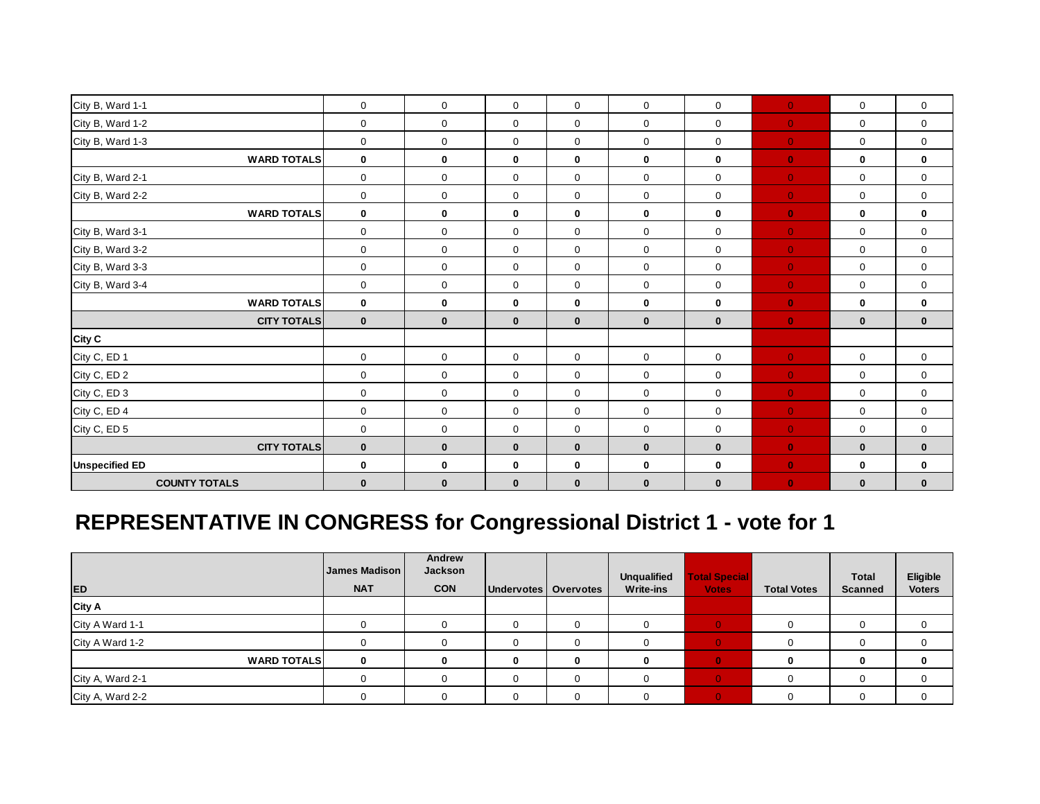| | | | | | | | | | |
|---|---|---|---|---|---|---|---|---|---|
| City B, Ward 1-1 | 0 | 0 | 0 | 0 | 0 | 0 | 0 | 0 | 0 |
| City B, Ward 1-2 | 0 | 0 | 0 | 0 | 0 | 0 | 0 | 0 | 0 |
| City B, Ward 1-3 | 0 | 0 | 0 | 0 | 0 | 0 | 0 | 0 | 0 |
| **WARD TOTALS** | **0** | **0** | **0** | **0** | **0** | **0** | **0** | **0** | **0** |
| City B, Ward 2-1 | 0 | 0 | 0 | 0 | 0 | 0 | 0 | 0 | 0 |
| City B, Ward 2-2 | 0 | 0 | 0 | 0 | 0 | 0 | 0 | 0 | 0 |
| **WARD TOTALS** | **0** | **0** | **0** | **0** | **0** | **0** | **0** | **0** | **0** |
| City B, Ward 3-1 | 0 | 0 | 0 | 0 | 0 | 0 | 0 | 0 | 0 |
| City B, Ward 3-2 | 0 | 0 | 0 | 0 | 0 | 0 | 0 | 0 | 0 |
| City B, Ward 3-3 | 0 | 0 | 0 | 0 | 0 | 0 | 0 | 0 | 0 |
| City B, Ward 3-4 | 0 | 0 | 0 | 0 | 0 | 0 | 0 | 0 | 0 |
| **WARD TOTALS** | **0** | **0** | **0** | **0** | **0** | **0** | **0** | **0** | **0** |
| **CITY TOTALS** | **0** | **0** | **0** | **0** | **0** | **0** | **0** | **0** | **0** |
| **City C** | | | | | | | | | |
| City C, ED 1 | 0 | 0 | 0 | 0 | 0 | 0 | 0 | 0 | 0 |
| City C, ED 2 | 0 | 0 | 0 | 0 | 0 | 0 | 0 | 0 | 0 |
| City C, ED 3 | 0 | 0 | 0 | 0 | 0 | 0 | 0 | 0 | 0 |
| City C, ED 4 | 0 | 0 | 0 | 0 | 0 | 0 | 0 | 0 | 0 |
| City C, ED 5 | 0 | 0 | 0 | 0 | 0 | 0 | 0 | 0 | 0 |
| **CITY TOTALS** | **0** | **0** | **0** | **0** | **0** | **0** | **0** | **0** | **0** |
| **Unspecified ED** | **0** | **0** | **0** | **0** | **0** | **0** | **0** | **0** | **0** |
| **COUNTY TOTALS** | **0** | **0** | **0** | **0** | **0** | **0** | **0** | **0** | **0** |

# REPRESENTATIVE IN CONGRESS for Congressional District 1 - vote for 1

| ED | James Madison NAT | Andrew Jackson CON | Undervotes | Overvotes | Unqualified Write-ins | Total Special Votes | Total Votes | Total Scanned | Eligible Voters |
|---|---|---|---|---|---|---|---|---|---|
| **City A** | | | | | | | | | |
| City A Ward 1-1 | 0 | 0 | 0 | 0 | 0 | 0 | 0 | 0 | 0 |
| City A Ward 1-2 | 0 | 0 | 0 | 0 | 0 | 0 | 0 | 0 | 0 |
| **WARD TOTALS** | **0** | **0** | **0** | **0** | **0** | **0** | **0** | **0** | **0** |
| City A, Ward 2-1 | 0 | 0 | 0 | 0 | 0 | 0 | 0 | 0 | 0 |
| City A, Ward 2-2 | 0 | 0 | 0 | 0 | 0 | 0 | 0 | 0 | 0 |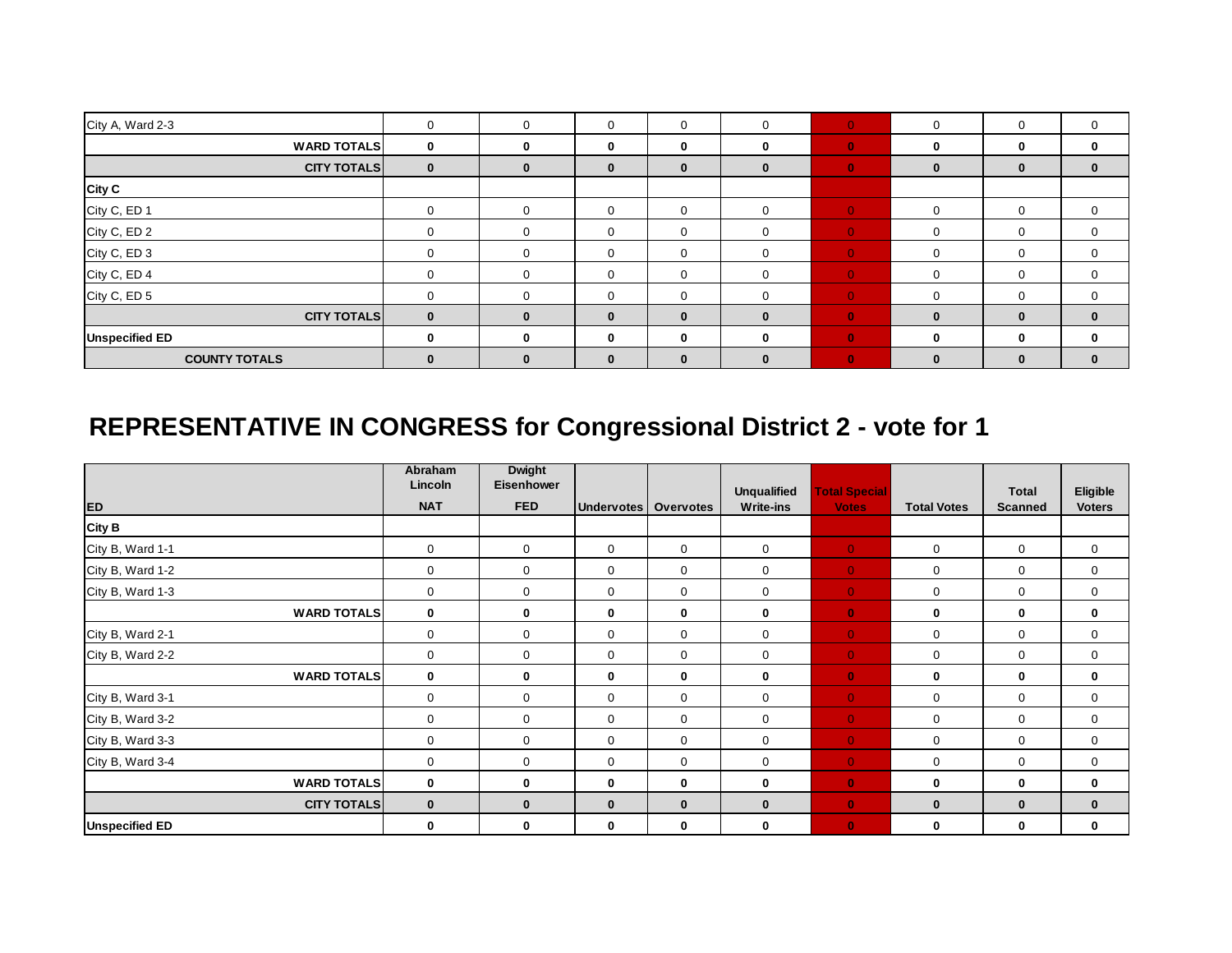| | | | | | | | | | |
|---|---|---|---|---|---|---|---|---|---|
| City A, Ward 2-3 | 0 | 0 | 0 | 0 | 0 | 0 | 0 | 0 | 0 |
| **WARD TOTALS** | **0** | **0** | **0** | **0** | **0** | **0** | **0** | **0** | **0** |
| **CITY TOTALS** | **0** | **0** | **0** | **0** | **0** | **0** | **0** | **0** | **0** |
| **City C** | | | | | | | | | |
| City C, ED 1 | 0 | 0 | 0 | 0 | 0 | 0 | 0 | 0 | 0 |
| City C, ED 2 | 0 | 0 | 0 | 0 | 0 | 0 | 0 | 0 | 0 |
| City C, ED 3 | 0 | 0 | 0 | 0 | 0 | 0 | 0 | 0 | 0 |
| City C, ED 4 | 0 | 0 | 0 | 0 | 0 | 0 | 0 | 0 | 0 |
| City C, ED 5 | 0 | 0 | 0 | 0 | 0 | 0 | 0 | 0 | 0 |
| **CITY TOTALS** | **0** | **0** | **0** | **0** | **0** | **0** | **0** | **0** | **0** |
| **Unspecified ED** | **0** | **0** | **0** | **0** | **0** | **0** | **0** | **0** | **0** |
| **COUNTY TOTALS** | **0** | **0** | **0** | **0** | **0** | **0** | **0** | **0** | **0** |

# REPRESENTATIVE IN CONGRESS for Congressional District 2 - vote for 1

| ED | Abraham Lincoln NAT | Dwight Eisenhower FED | Undervotes | Overvotes | Unqualified Write-ins | Total Special Votes | Total Votes | Total Scanned | Eligible Voters |
|---|---|---|---|---|---|---|---|---|---|
| **City B** | | | | | | | | | |
| City B, Ward 1-1 | 0 | 0 | 0 | 0 | 0 | 0 | 0 | 0 | 0 |
| City B, Ward 1-2 | 0 | 0 | 0 | 0 | 0 | 0 | 0 | 0 | 0 |
| City B, Ward 1-3 | 0 | 0 | 0 | 0 | 0 | 0 | 0 | 0 | 0 |
| **WARD TOTALS** | **0** | **0** | **0** | **0** | **0** | **0** | **0** | **0** | **0** |
| City B, Ward 2-1 | 0 | 0 | 0 | 0 | 0 | 0 | 0 | 0 | 0 |
| City B, Ward 2-2 | 0 | 0 | 0 | 0 | 0 | 0 | 0 | 0 | 0 |
| **WARD TOTALS** | **0** | **0** | **0** | **0** | **0** | **0** | **0** | **0** | **0** |
| City B, Ward 3-1 | 0 | 0 | 0 | 0 | 0 | 0 | 0 | 0 | 0 |
| City B, Ward 3-2 | 0 | 0 | 0 | 0 | 0 | 0 | 0 | 0 | 0 |
| City B, Ward 3-3 | 0 | 0 | 0 | 0 | 0 | 0 | 0 | 0 | 0 |
| City B, Ward 3-4 | 0 | 0 | 0 | 0 | 0 | 0 | 0 | 0 | 0 |
| **WARD TOTALS** | **0** | **0** | **0** | **0** | **0** | **0** | **0** | **0** | **0** |
| **CITY TOTALS** | **0** | **0** | **0** | **0** | **0** | **0** | **0** | **0** | **0** |
| **Unspecified ED** | **0** | **0** | **0** | **0** | **0** | **0** | **0** | **0** | **0** |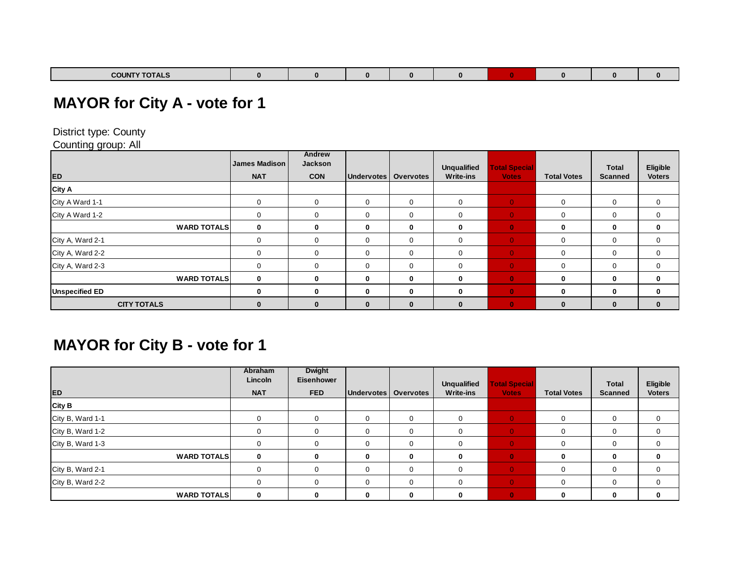| COUNTY TOTALS | 0 | 0 | 0 | 0 | 0 | 0 | 0 | 0 | 0 |
|---|---|---|---|---|---|---|---|---|---|

## MAYOR for City A - vote for 1

District type: County
Counting group: All

| ED | James Madison NAT | Andrew Jackson CON | Undervotes | Overvotes | Unqualified Write-ins | Total Special Votes | Total Votes | Total Scanned | Eligible Voters |
|---|---|---|---|---|---|---|---|---|---|
| **City A** | | | | | | | | | |
| City A Ward 1-1 | 0 | 0 | 0 | 0 | 0 | 0 | 0 | 0 | 0 |
| City A Ward 1-2 | 0 | 0 | 0 | 0 | 0 | 0 | 0 | 0 | 0 |
| **WARD TOTALS** | **0** | **0** | **0** | **0** | **0** | **0** | **0** | **0** | **0** |
| City A, Ward 2-1 | 0 | 0 | 0 | 0 | 0 | 0 | 0 | 0 | 0 |
| City A, Ward 2-2 | 0 | 0 | 0 | 0 | 0 | 0 | 0 | 0 | 0 |
| City A, Ward 2-3 | 0 | 0 | 0 | 0 | 0 | 0 | 0 | 0 | 0 |
| **WARD TOTALS** | **0** | **0** | **0** | **0** | **0** | **0** | **0** | **0** | **0** |
| **Unspecified ED** | **0** | **0** | **0** | **0** | **0** | **0** | **0** | **0** | **0** |
| **CITY TOTALS** | **0** | **0** | **0** | **0** | **0** | **0** | **0** | **0** | **0** |

## MAYOR for City B - vote for 1

| ED | Abraham Lincoln NAT | Dwight Eisenhower FED | Undervotes | Overvotes | Unqualified Write-ins | Total Special Votes | Total Votes | Total Scanned | Eligible Voters |
|---|---|---|---|---|---|---|---|---|---|
| **City B** | | | | | | | | | |
| City B, Ward 1-1 | 0 | 0 | 0 | 0 | 0 | 0 | 0 | 0 | 0 |
| City B, Ward 1-2 | 0 | 0 | 0 | 0 | 0 | 0 | 0 | 0 | 0 |
| City B, Ward 1-3 | 0 | 0 | 0 | 0 | 0 | 0 | 0 | 0 | 0 |
| **WARD TOTALS** | **0** | **0** | **0** | **0** | **0** | **0** | **0** | **0** | **0** |
| City B, Ward 2-1 | 0 | 0 | 0 | 0 | 0 | 0 | 0 | 0 | 0 |
| City B, Ward 2-2 | 0 | 0 | 0 | 0 | 0 | 0 | 0 | 0 | 0 |
| **WARD TOTALS** | **0** | **0** | **0** | **0** | **0** | **0** | **0** | **0** | **0** |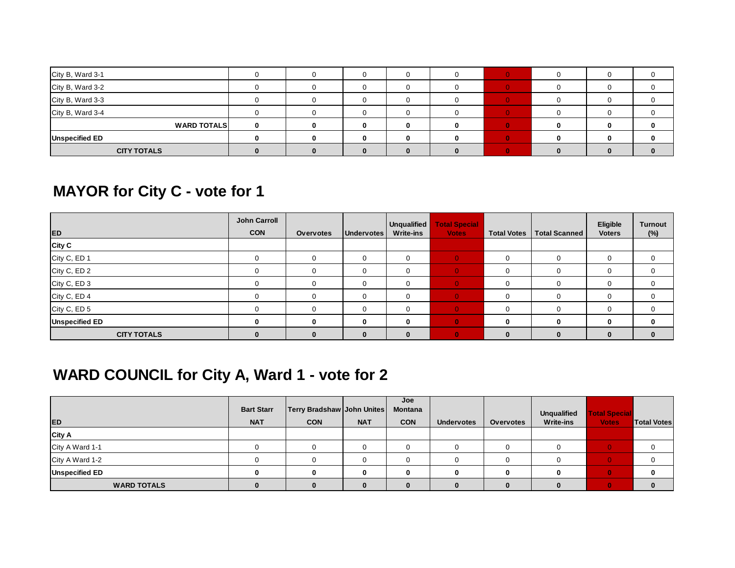| | | | | | | | | | |
|---|---|---|---|---|---|---|---|---|---|
| City B, Ward 3-1 | 0 | 0 | 0 | 0 | 0 | 0 | 0 | 0 | 0 |
| City B, Ward 3-2 | 0 | 0 | 0 | 0 | 0 | 0 | 0 | 0 | 0 |
| City B, Ward 3-3 | 0 | 0 | 0 | 0 | 0 | 0 | 0 | 0 | 0 |
| City B, Ward 3-4 | 0 | 0 | 0 | 0 | 0 | 0 | 0 | 0 | 0 |
| **WARD TOTALS** | **0** | **0** | **0** | **0** | **0** | **0** | **0** | **0** | **0** |
| **Unspecified ED** | **0** | **0** | **0** | **0** | **0** | **0** | **0** | **0** | **0** |
| **CITY TOTALS** | **0** | **0** | **0** | **0** | **0** | **0** | **0** | **0** | **0** |

## MAYOR for City C - vote for 1

| ED | John Carroll CON | Overvotes | Undervotes | Unqualified Write-ins | Total Special Votes | Total Votes | Total Scanned | Eligible Voters | Turnout (%) |
|---|---|---|---|---|---|---|---|---|---|
| **City C** | | | | | | | | | |
| City C, ED 1 | 0 | 0 | 0 | 0 | 0 | 0 | 0 | 0 | 0 |
| City C, ED 2 | 0 | 0 | 0 | 0 | 0 | 0 | 0 | 0 | 0 |
| City C, ED 3 | 0 | 0 | 0 | 0 | 0 | 0 | 0 | 0 | 0 |
| City C, ED 4 | 0 | 0 | 0 | 0 | 0 | 0 | 0 | 0 | 0 |
| City C, ED 5 | 0 | 0 | 0 | 0 | 0 | 0 | 0 | 0 | 0 |
| **Unspecified ED** | **0** | **0** | **0** | **0** | **0** | **0** | **0** | **0** | **0** |
| **CITY TOTALS** | **0** | **0** | **0** | **0** | **0** | **0** | **0** | **0** | **0** |

## WARD COUNCIL for City A, Ward 1 - vote for 2

| ED | Bart Starr NAT | Terry Bradshaw CON | John Unites NAT | Joe Montana CON | Undervotes | Overvotes | Unqualified Write-ins | Total Special Votes | Total Votes |
|---|---|---|---|---|---|---|---|---|---|
| **City A** | | | | | | | | | |
| City A Ward 1-1 | 0 | 0 | 0 | 0 | 0 | 0 | 0 | 0 | 0 |
| City A Ward 1-2 | 0 | 0 | 0 | 0 | 0 | 0 | 0 | 0 | 0 |
| **Unspecified ED** | **0** | **0** | **0** | **0** | **0** | **0** | **0** | **0** | **0** |
| **WARD TOTALS** | **0** | **0** | **0** | **0** | **0** | **0** | **0** | **0** | **0** |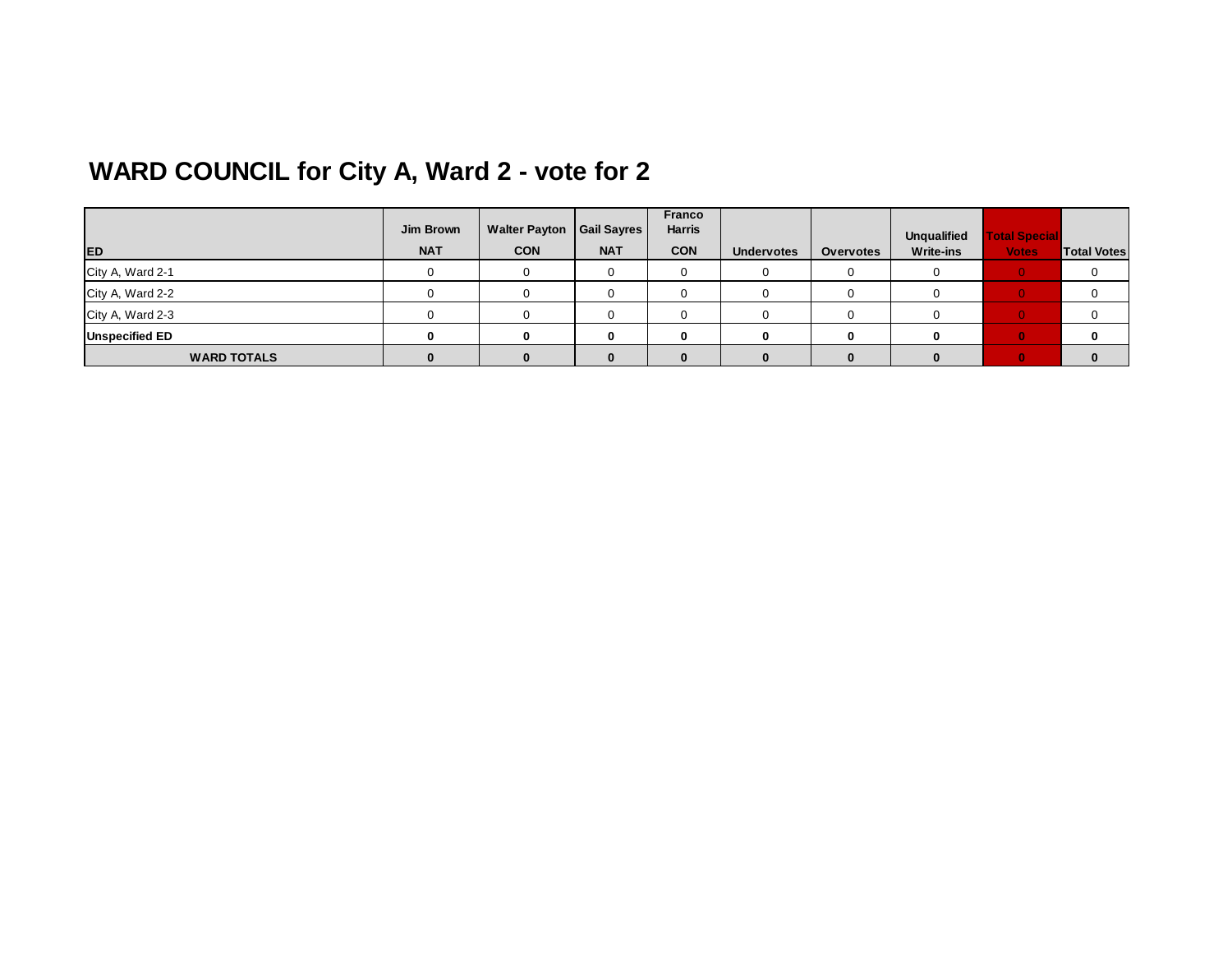# WARD COUNCIL for City A, Ward 2 - vote for 2

| ED | Jim Brown NAT | Walter Payton CON | Gail Sayres NAT | Franco Harris CON | Undervotes | Overvotes | Unqualified Write-ins | Total Special Votes | Total Votes |
|---|---|---|---|---|---|---|---|---|---|
| City A, Ward 2-1 | 0 | 0 | 0 | 0 | 0 | 0 | 0 | 0 | 0 |
| City A, Ward 2-2 | 0 | 0 | 0 | 0 | 0 | 0 | 0 | 0 | 0 |
| City A, Ward 2-3 | 0 | 0 | 0 | 0 | 0 | 0 | 0 | 0 | 0 |
| **Unspecified ED** | **0** | **0** | **0** | **0** | **0** | **0** | **0** | **0** | **0** |
| **WARD TOTALS** | **0** | **0** | **0** | **0** | **0** | **0** | **0** | **0** | **0** |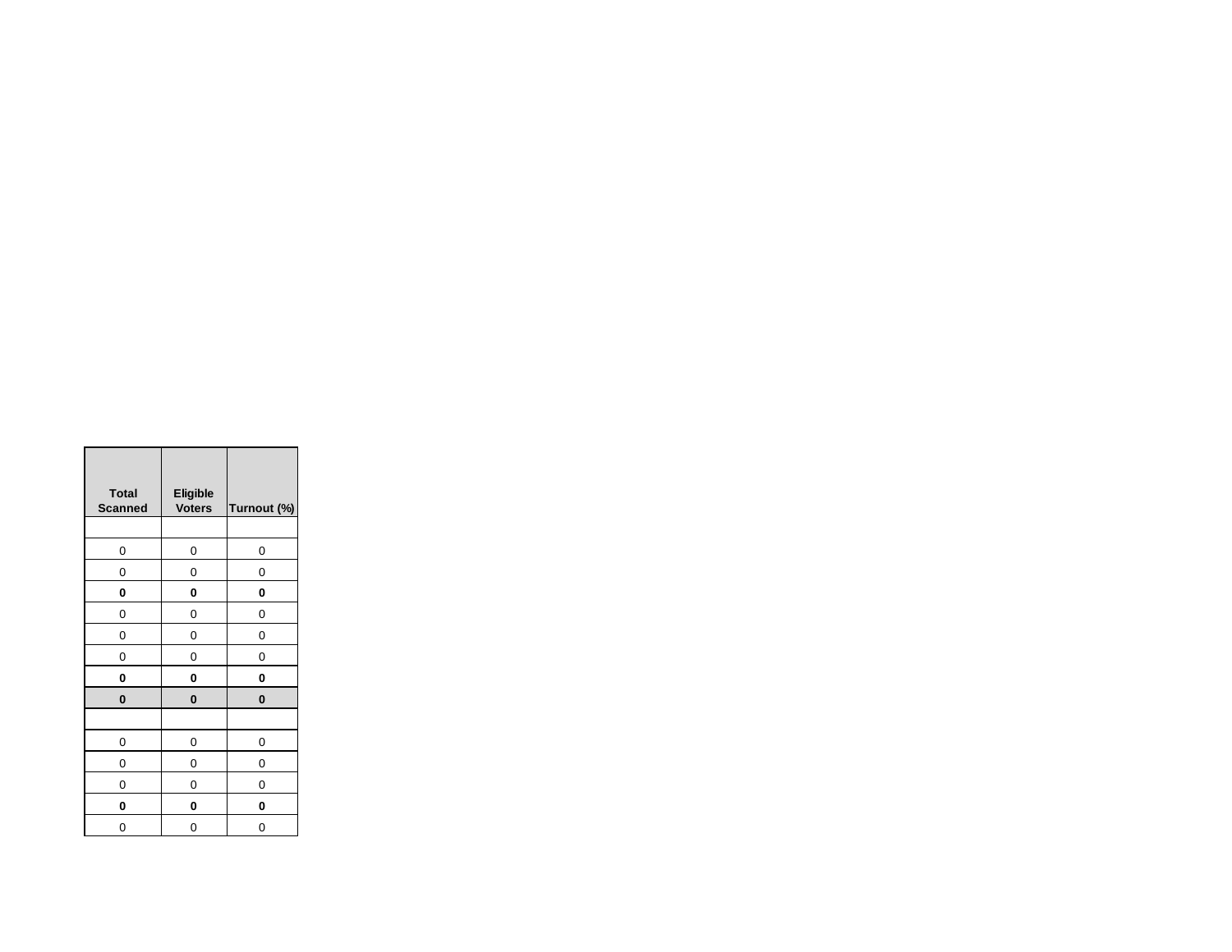| Total Scanned | Eligible Voters | Turnout (%) |
|---|---|---|
| | | |
| 0 | 0 | 0 |
| 0 | 0 | 0 |
| **0** | **0** | **0** |
| 0 | 0 | 0 |
| 0 | 0 | 0 |
| 0 | 0 | 0 |
| **0** | **0** | **0** |
| **0** | **0** | **0** |
| | | |
| 0 | 0 | 0 |
| 0 | 0 | 0 |
| 0 | 0 | 0 |
| **0** | **0** | **0** |
| 0 | 0 | 0 |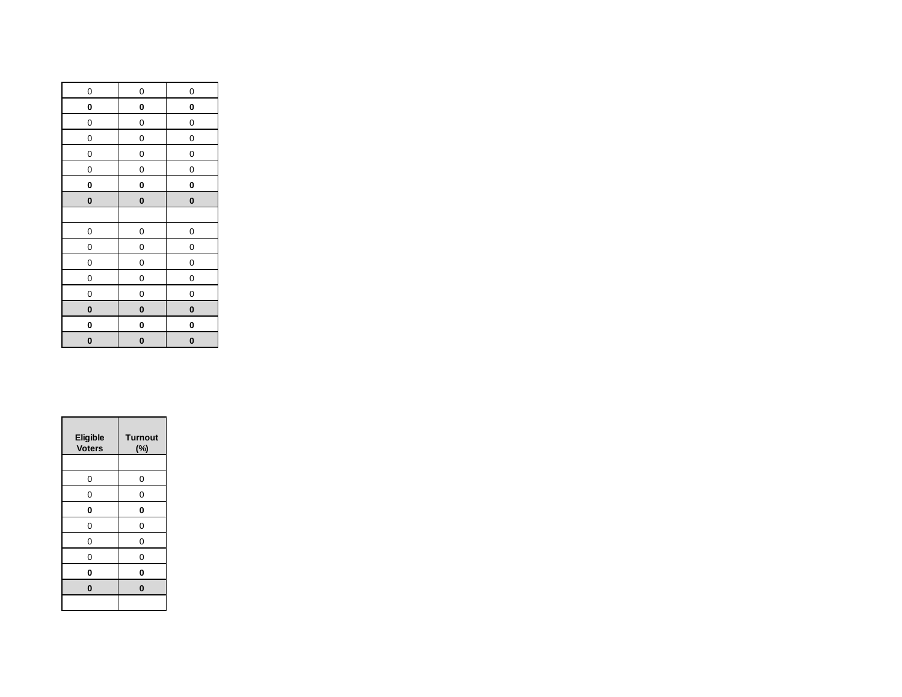| | | |
|---|---|---|
| 0 | 0 | 0 |
| **0** | **0** | **0** |
| 0 | 0 | 0 |
| 0 | 0 | 0 |
| 0 | 0 | 0 |
| 0 | 0 | 0 |
| **0** | **0** | **0** |
| **0** | **0** | **0** |
| | | |
| 0 | 0 | 0 |
| 0 | 0 | 0 |
| 0 | 0 | 0 |
| 0 | 0 | 0 |
| 0 | 0 | 0 |
| **0** | **0** | **0** |
| **0** | **0** | **0** |
| **0** | **0** | **0** |

| **Eligible Voters** | **Turnout (%)** |
|---|---|
| | |
| 0 | 0 |
| 0 | 0 |
| **0** | **0** |
| 0 | 0 |
| 0 | 0 |
| 0 | 0 |
| **0** | **0** |
| **0** | **0** |
| | |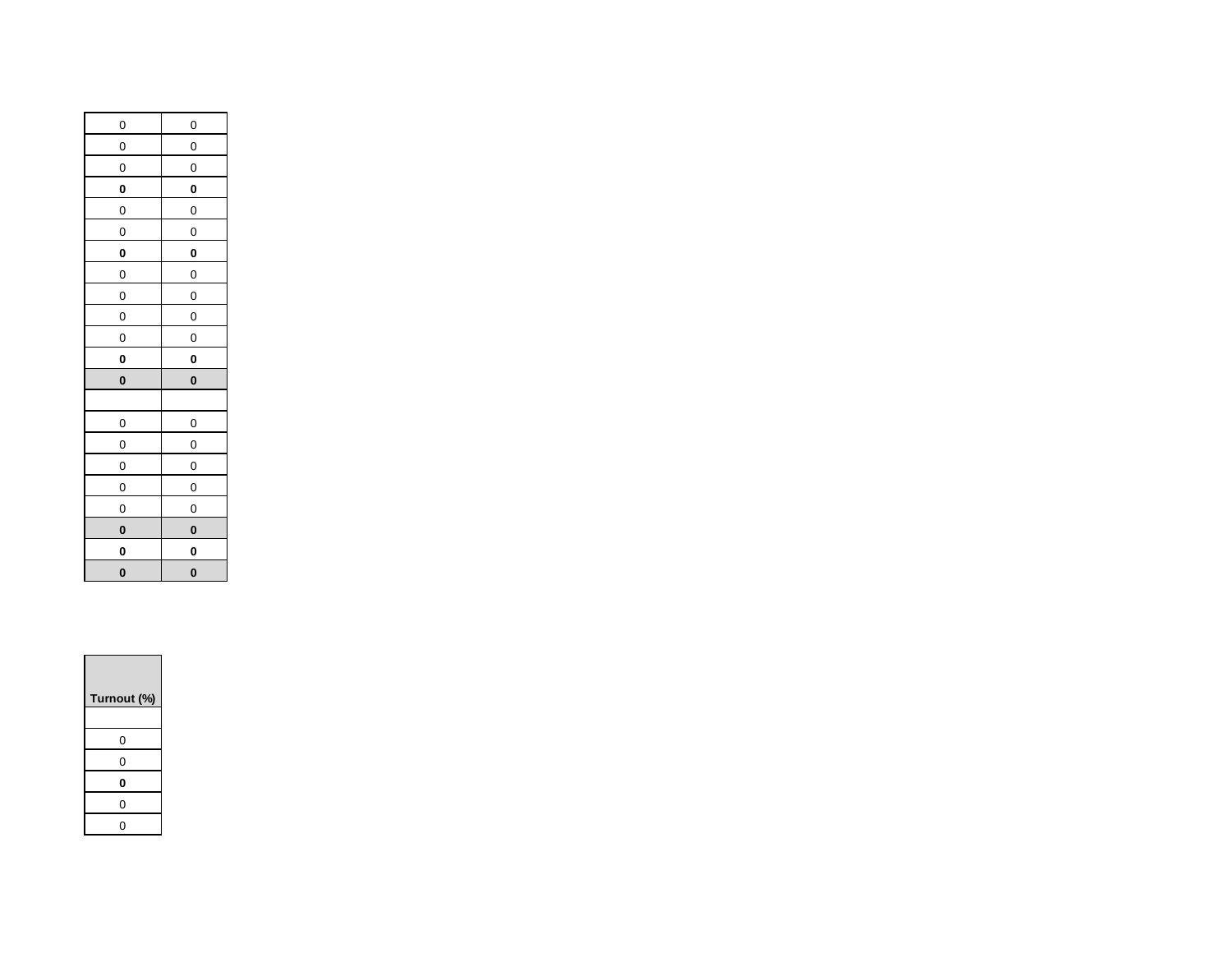| | |
|---|---|
| 0 | 0 |
| 0 | 0 |
| 0 | 0 |
| **0** | **0** |
| 0 | 0 |
| 0 | 0 |
| **0** | **0** |
| 0 | 0 |
| 0 | 0 |
| 0 | 0 |
| 0 | 0 |
| **0** | **0** |
| **0** | **0** |
| | |
| 0 | 0 |
| 0 | 0 |
| 0 | 0 |
| 0 | 0 |
| 0 | 0 |
| **0** | **0** |
| **0** | **0** |
| **0** | **0** |

| **Turnout (%)** |
|---|
| |
| 0 |
| 0 |
| **0** |
| 0 |
| 0 |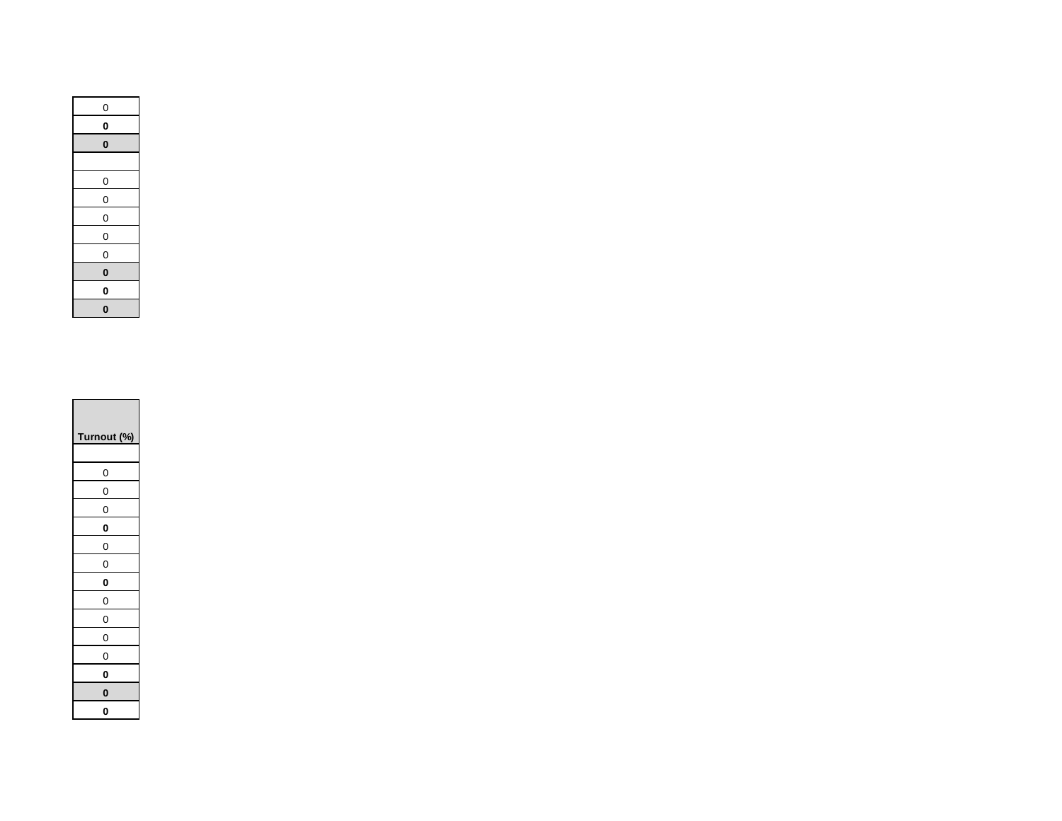| |
|---|
| 0 |
| **0** |
| **0** |
| |
| 0 |
| 0 |
| 0 |
| 0 |
| 0 |
| **0** |
| **0** |
| **0** |

| **Turnout (%)** |
|---|
| |
| 0 |
| 0 |
| 0 |
| **0** |
| 0 |
| 0 |
| **0** |
| 0 |
| 0 |
| 0 |
| 0 |
| **0** |
| **0** |
| **0** |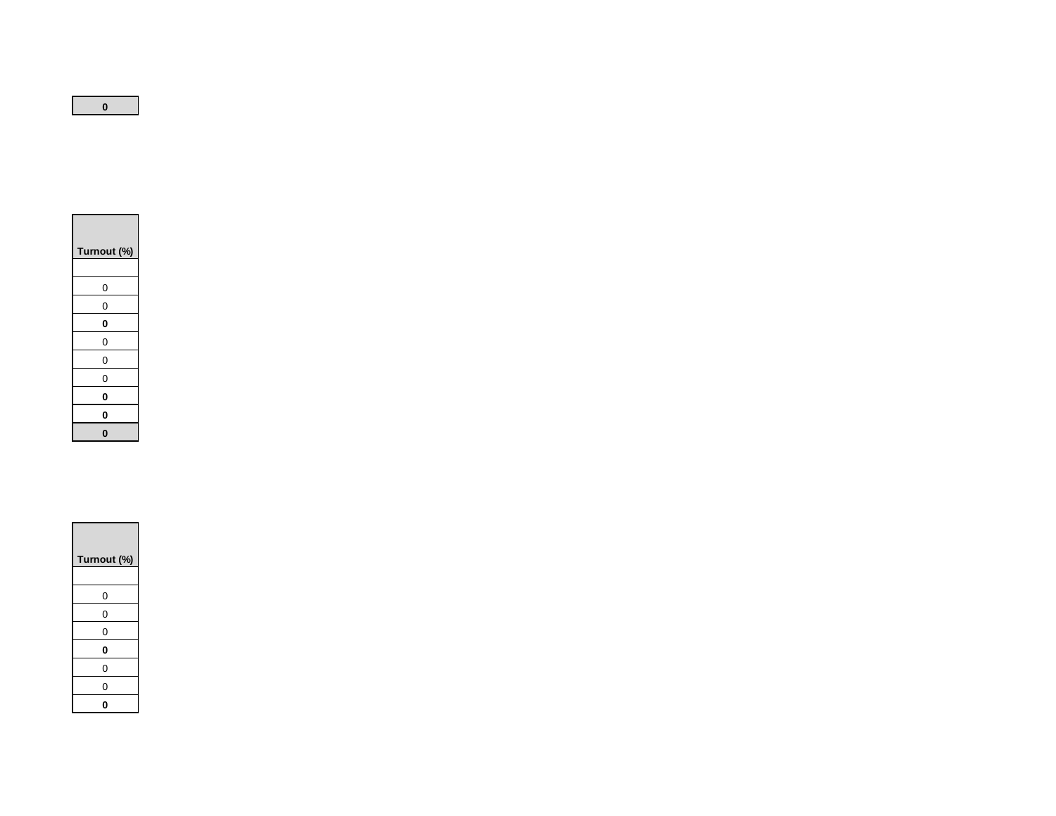| 0 |
|---|

| Turnout (%) |
|---|
| |
| 0 |
| 0 |
| **0** |
| 0 |
| 0 |
| 0 |
| **0** |
| **0** |
| **0** |

| Turnout (%) |
|---|
| |
| 0 |
| 0 |
| 0 |
| **0** |
| 0 |
| 0 |
| **0** |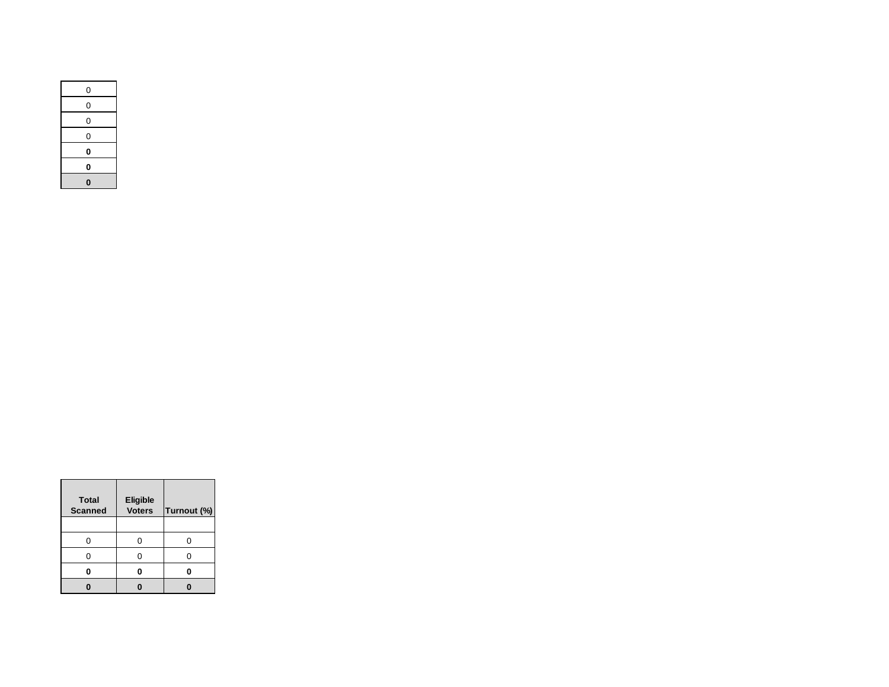| 0 |
|---|
| 0 |
| 0 |
| 0 |
| **0** |
| **0** |
| **0** |

| **Total Scanned** | **Eligible Voters** | **Turnout (%)** |
|---|---|---|
| | | |
| 0 | 0 | 0 |
| 0 | 0 | 0 |
| **0** | **0** | **0** |
| **0** | **0** | **0** |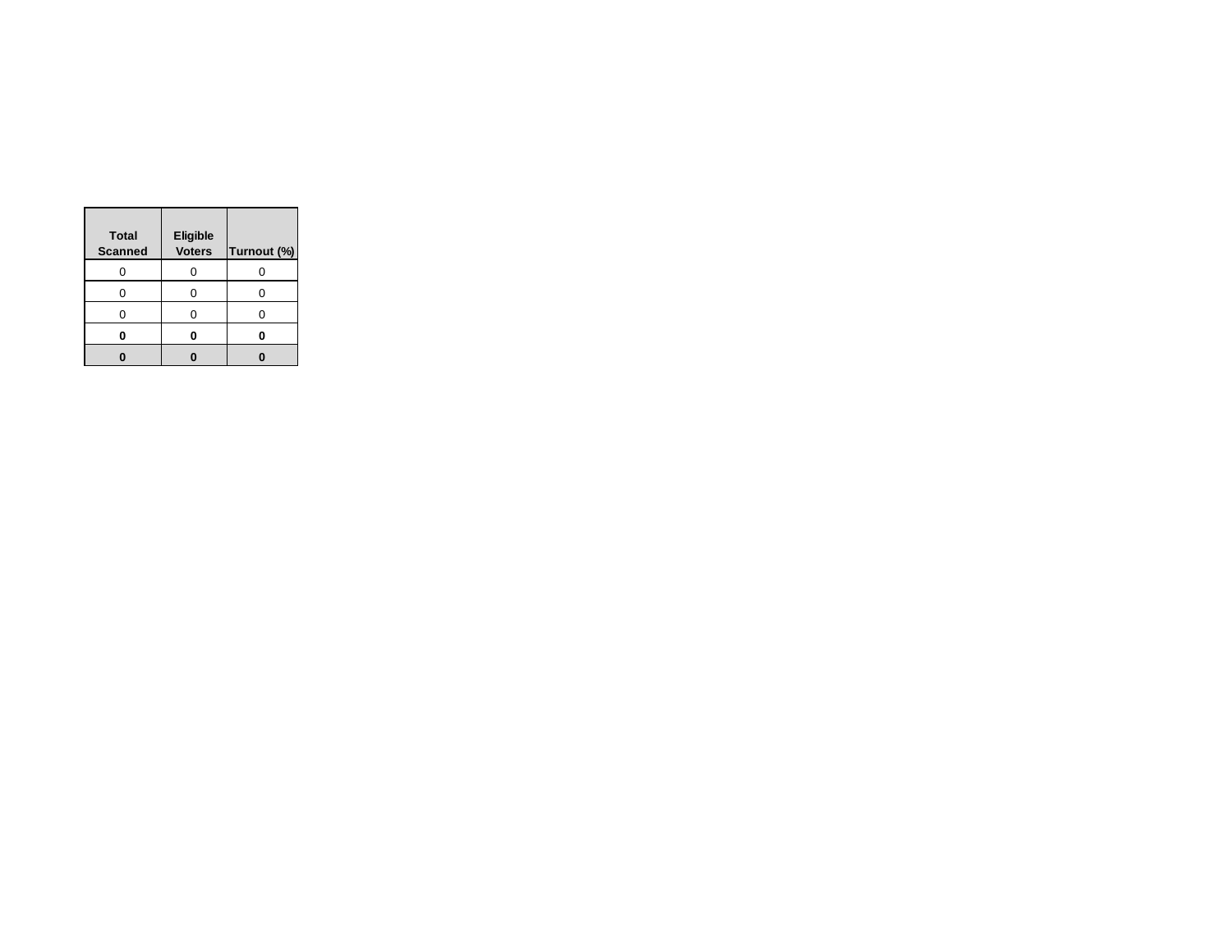| Total Scanned | Eligible Voters | Turnout (%) |
| --- | --- | --- |
| 0 | 0 | 0 |
| 0 | 0 | 0 |
| 0 | 0 | 0 |
| **0** | **0** | **0** |
| **0** | **0** | **0** |